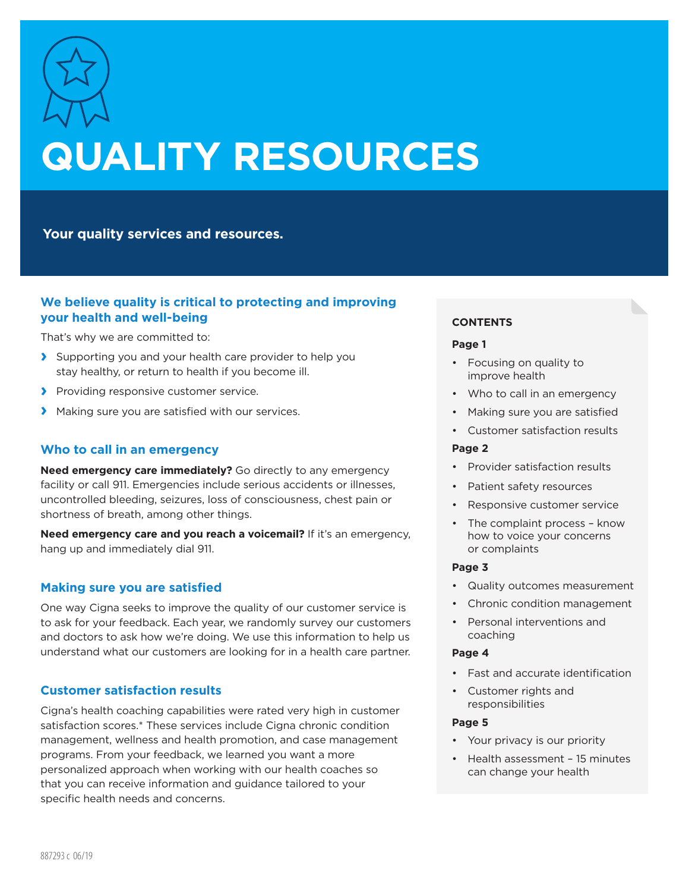# QUALITY RESOURCES

**Your quality services and resources.**

## We believe quality is critical to protecting and improving your health and well-being

That's why we are committed to:

- Supporting you and your health care provider to help you stay healthy, or return to health if you become ill.
- Providing responsive customer service.
- Making sure you are satisfied with our services.

## Who to call in an emergency

**Need emergency care immediately?** Go directly to any emergency facility or call 911. Emergencies include serious accidents or illnesses, uncontrolled bleeding, seizures, loss of consciousness, chest pain or shortness of breath, among other things.

**Need emergency care and you reach a voicemail?** If it's an emergency, hang up and immediately dial 911.

## Making sure you are satisfied

One way Cigna seeks to improve the quality of our customer service is to ask for your feedback. Each year, we randomly survey our customers and doctors to ask how we're doing. We use this information to help us understand what our customers are looking for in a health care partner.

## Customer satisfaction results

Cigna's health coaching capabilities were rated very high in customer satisfaction scores.* These services include Cigna chronic condition management, wellness and health promotion, and case management programs. From your feedback, we learned you want a more personalized approach when working with our health coaches so that you can receive information and guidance tailored to your specific health needs and concerns.

**CONTENTS**

**Page 1**

- Focusing on quality to improve health
- Who to call in an emergency
- Making sure you are satisfied
- Customer satisfaction results

**Page 2**

- Provider satisfaction results
- Patient safety resources
- Responsive customer service
- The complaint process – know how to voice your concerns or complaints

**Page 3**

- Quality outcomes measurement
- Chronic condition management
- Personal interventions and coaching

**Page 4**

- Fast and accurate identification
- Customer rights and responsibilities

**Page 5**

- Your privacy is our priority
- Health assessment – 15 minutes can change your health

887293 c 06/19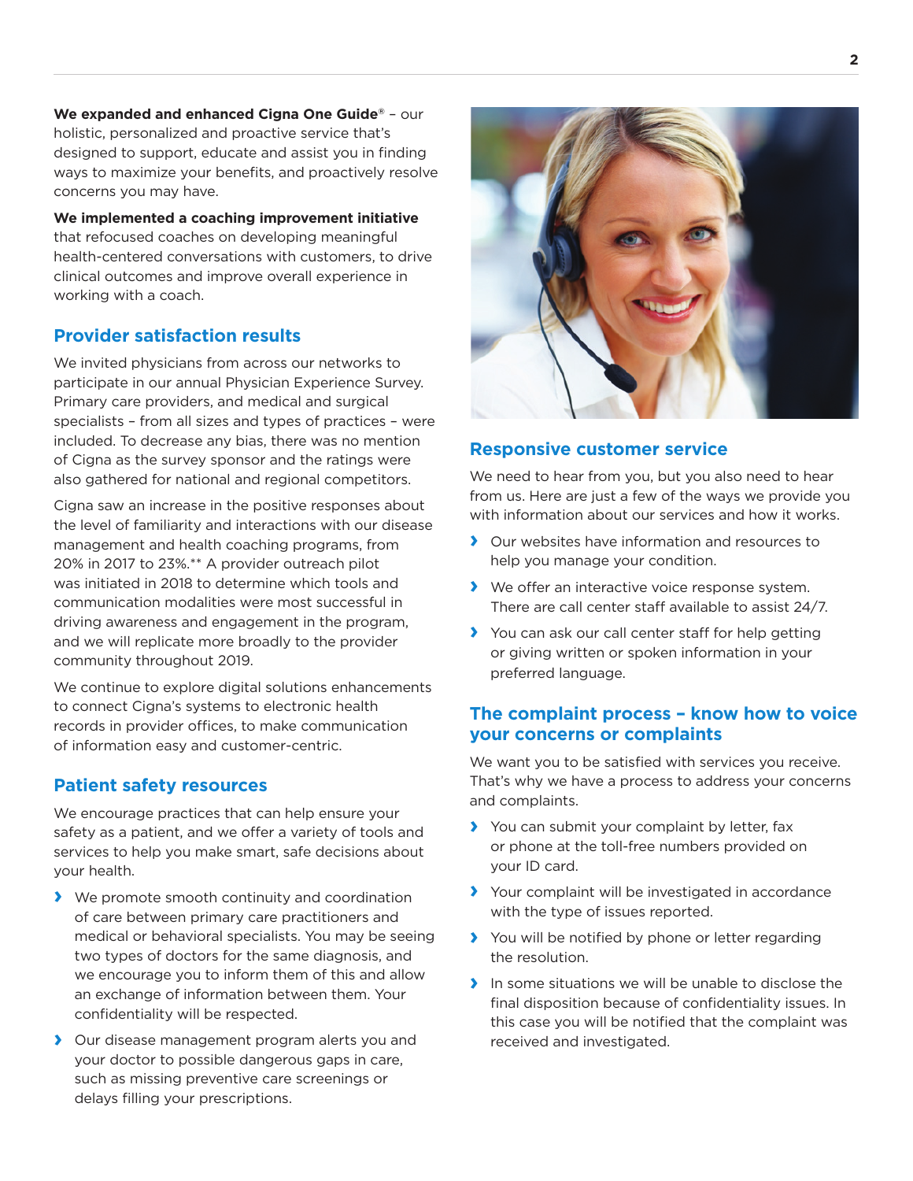**We expanded and enhanced Cigna One Guide®** – our holistic, personalized and proactive service that's designed to support, educate and assist you in finding ways to maximize your benefits, and proactively resolve concerns you may have.

**We implemented a coaching improvement initiative** that refocused coaches on developing meaningful health-centered conversations with customers, to drive clinical outcomes and improve overall experience in working with a coach.

## Provider satisfaction results

We invited physicians from across our networks to participate in our annual Physician Experience Survey. Primary care providers, and medical and surgical specialists – from all sizes and types of practices – were included. To decrease any bias, there was no mention of Cigna as the survey sponsor and the ratings were also gathered for national and regional competitors.

Cigna saw an increase in the positive responses about the level of familiarity and interactions with our disease management and health coaching programs, from 20% in 2017 to 23%.** A provider outreach pilot was initiated in 2018 to determine which tools and communication modalities were most successful in driving awareness and engagement in the program, and we will replicate more broadly to the provider community throughout 2019.

We continue to explore digital solutions enhancements to connect Cigna's systems to electronic health records in provider offices, to make communication of information easy and customer-centric.

## Patient safety resources

We encourage practices that can help ensure your safety as a patient, and we offer a variety of tools and services to help you make smart, safe decisions about your health.

- We promote smooth continuity and coordination of care between primary care practitioners and medical or behavioral specialists. You may be seeing two types of doctors for the same diagnosis, and we encourage you to inform them of this and allow an exchange of information between them. Your confidentiality will be respected.
- Our disease management program alerts you and your doctor to possible dangerous gaps in care, such as missing preventive care screenings or delays filling your prescriptions.

## Responsive customer service

We need to hear from you, but you also need to hear from us. Here are just a few of the ways we provide you with information about our services and how it works.

- Our websites have information and resources to help you manage your condition.
- We offer an interactive voice response system. There are call center staff available to assist 24/7.
- You can ask our call center staff for help getting or giving written or spoken information in your preferred language.

## The complaint process – know how to voice your concerns or complaints

We want you to be satisfied with services you receive. That's why we have a process to address your concerns and complaints.

- You can submit your complaint by letter, fax or phone at the toll-free numbers provided on your ID card.
- Your complaint will be investigated in accordance with the type of issues reported.
- You will be notified by phone or letter regarding the resolution.
- In some situations we will be unable to disclose the final disposition because of confidentiality issues. In this case you will be notified that the complaint was received and investigated.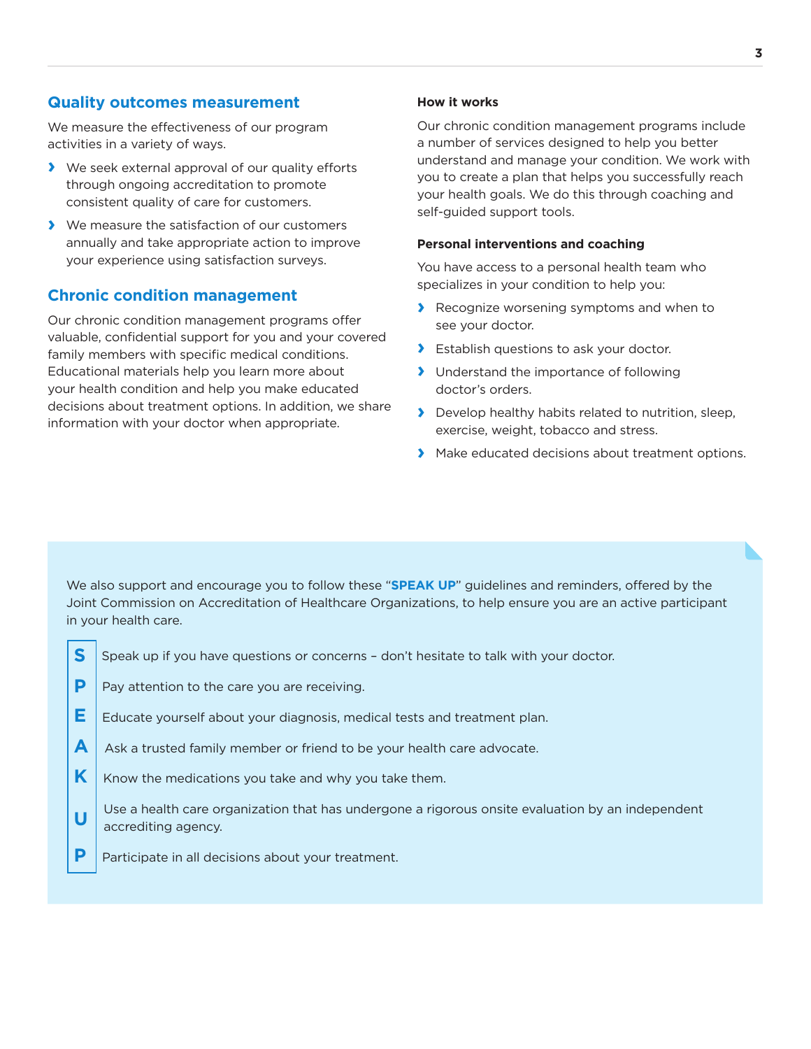## Quality outcomes measurement

We measure the effectiveness of our program activities in a variety of ways.

- We seek external approval of our quality efforts through ongoing accreditation to promote consistent quality of care for customers.
- We measure the satisfaction of our customers annually and take appropriate action to improve your experience using satisfaction surveys.

## Chronic condition management

Our chronic condition management programs offer valuable, confidential support for you and your covered family members with specific medical conditions. Educational materials help you learn more about your health condition and help you make educated decisions about treatment options. In addition, we share information with your doctor when appropriate.

**How it works**

Our chronic condition management programs include a number of services designed to help you better understand and manage your condition. We work with you to create a plan that helps you successfully reach your health goals. We do this through coaching and self-guided support tools.

**Personal interventions and coaching**

You have access to a personal health team who specializes in your condition to help you:

- Recognize worsening symptoms and when to see your doctor.
- Establish questions to ask your doctor.
- Understand the importance of following doctor's orders.
- Develop healthy habits related to nutrition, sleep, exercise, weight, tobacco and stress.
- Make educated decisions about treatment options.

We also support and encourage you to follow these "**SPEAK UP**" guidelines and reminders, offered by the Joint Commission on Accreditation of Healthcare Organizations, to help ensure you are an active participant in your health care.

- **S** Speak up if you have questions or concerns – don't hesitate to talk with your doctor.
- **P** Pay attention to the care you are receiving.
- **E** Educate yourself about your diagnosis, medical tests and treatment plan.
- **A** Ask a trusted family member or friend to be your health care advocate.
- **K** Know the medications you take and why you take them.
- **U** Use a health care organization that has undergone a rigorous onsite evaluation by an independent accrediting agency.
- **P** Participate in all decisions about your treatment.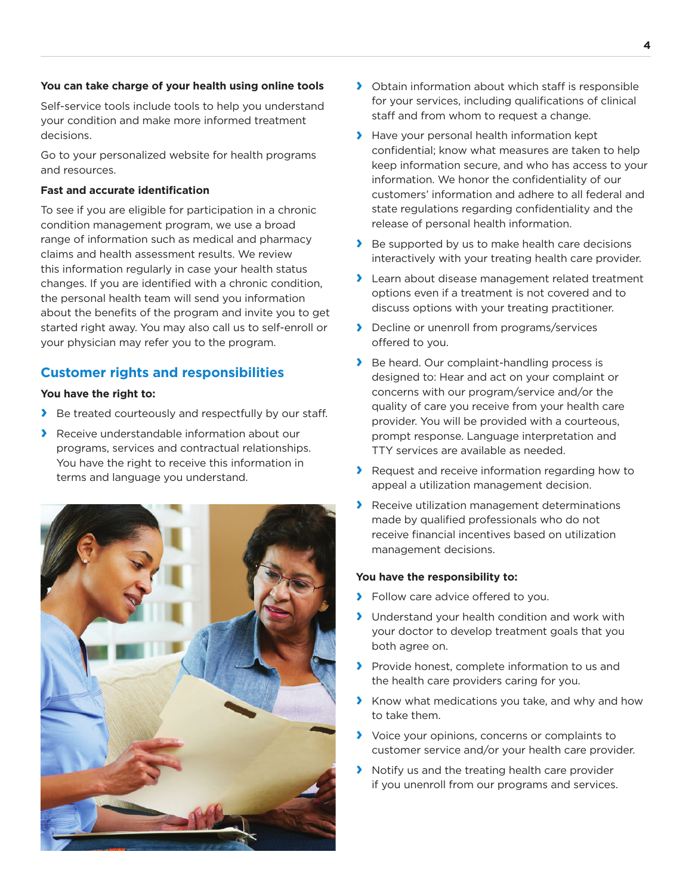**You can take charge of your health using online tools**

Self-service tools include tools to help you understand your condition and make more informed treatment decisions.

Go to your personalized website for health programs and resources.

**Fast and accurate identification**

To see if you are eligible for participation in a chronic condition management program, we use a broad range of information such as medical and pharmacy claims and health assessment results. We review this information regularly in case your health status changes. If you are identified with a chronic condition, the personal health team will send you information about the benefits of the program and invite you to get started right away. You may also call us to self-enroll or your physician may refer you to the program.

## Customer rights and responsibilities

**You have the right to:**

- Be treated courteously and respectfully by our staff.
- Receive understandable information about our programs, services and contractual relationships. You have the right to receive this information in terms and language you understand.
- Obtain information about which staff is responsible for your services, including qualifications of clinical staff and from whom to request a change.
- Have your personal health information kept confidential; know what measures are taken to help keep information secure, and who has access to your information. We honor the confidentiality of our customers' information and adhere to all federal and state regulations regarding confidentiality and the release of personal health information.
- Be supported by us to make health care decisions interactively with your treating health care provider.
- Learn about disease management related treatment options even if a treatment is not covered and to discuss options with your treating practitioner.
- Decline or unenroll from programs/services offered to you.
- Be heard. Our complaint-handling process is designed to: Hear and act on your complaint or concerns with our program/service and/or the quality of care you receive from your health care provider. You will be provided with a courteous, prompt response. Language interpretation and TTY services are available as needed.
- Request and receive information regarding how to appeal a utilization management decision.
- Receive utilization management determinations made by qualified professionals who do not receive financial incentives based on utilization management decisions.

**You have the responsibility to:**

- Follow care advice offered to you.
- Understand your health condition and work with your doctor to develop treatment goals that you both agree on.
- Provide honest, complete information to us and the health care providers caring for you.
- Know what medications you take, and why and how to take them.
- Voice your opinions, concerns or complaints to customer service and/or your health care provider.
- Notify us and the treating health care provider if you unenroll from our programs and services.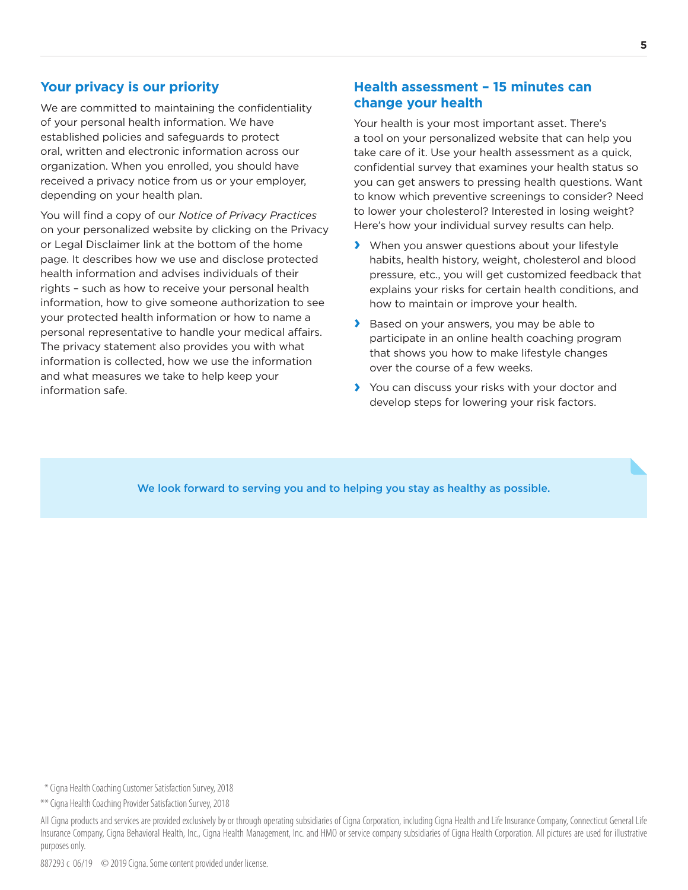## Your privacy is our priority

We are committed to maintaining the confidentiality of your personal health information. We have established policies and safeguards to protect oral, written and electronic information across our organization. When you enrolled, you should have received a privacy notice from us or your employer, depending on your health plan.

You will find a copy of our *Notice of Privacy Practices* on your personalized website by clicking on the Privacy or Legal Disclaimer link at the bottom of the home page. It describes how we use and disclose protected health information and advises individuals of their rights – such as how to receive your personal health information, how to give someone authorization to see your protected health information or how to name a personal representative to handle your medical affairs. The privacy statement also provides you with what information is collected, how we use the information and what measures we take to help keep your information safe.

## Health assessment – 15 minutes can change your health

Your health is your most important asset. There's a tool on your personalized website that can help you take care of it. Use your health assessment as a quick, confidential survey that examines your health status so you can get answers to pressing health questions. Want to know which preventive screenings to consider? Need to lower your cholesterol? Interested in losing weight? Here's how your individual survey results can help.

- When you answer questions about your lifestyle habits, health history, weight, cholesterol and blood pressure, etc., you will get customized feedback that explains your risks for certain health conditions, and how to maintain or improve your health.
- Based on your answers, you may be able to participate in an online health coaching program that shows you how to make lifestyle changes over the course of a few weeks.
- You can discuss your risks with your doctor and develop steps for lowering your risk factors.

**We look forward to serving you and to helping you stay as healthy as possible.**

* Cigna Health Coaching Customer Satisfaction Survey, 2018

** Cigna Health Coaching Provider Satisfaction Survey, 2018

All Cigna products and services are provided exclusively by or through operating subsidiaries of Cigna Corporation, including Cigna Health and Life Insurance Company, Connecticut General Life Insurance Company, Cigna Behavioral Health, Inc., Cigna Health Management, Inc. and HMO or service company subsidiaries of Cigna Health Corporation. All pictures are used for illustrative purposes only.

887293 c 06/19 © 2019 Cigna. Some content provided under license.